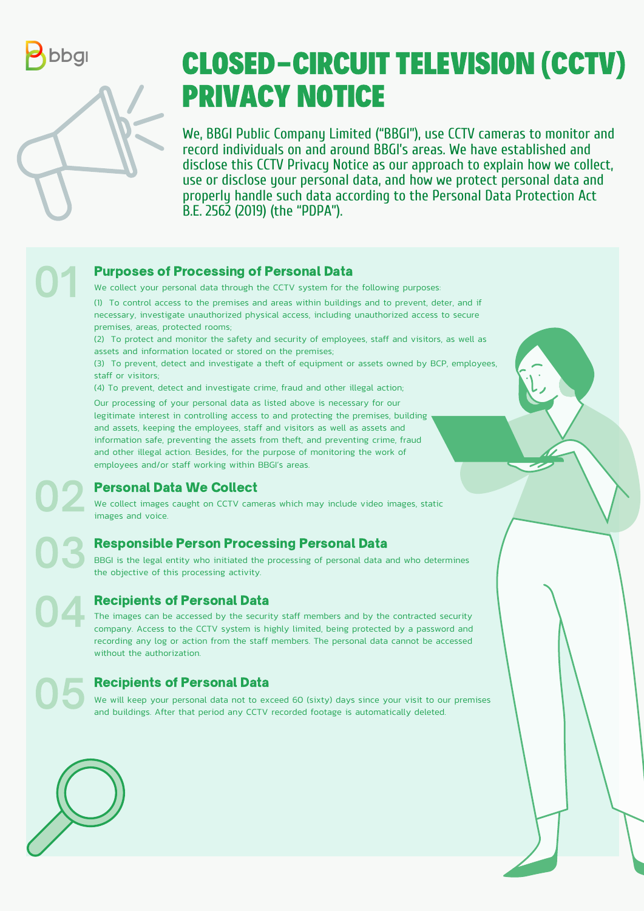# CLOSED-CIRCUIT TELEVISION (CCTV) PRIVACY NOTICE

We, BBGI Public Company Limited ("BBGI"), use CCTV cameras to monitor and record individuals on and around BBGI's areas. We have established and disclose this CCTV Privacy Notice as our approach to explain how we collect, use or disclose your personal data, and how we protect personal data and properly handle such data according to the Personal Data Protection Act B.E. 2562 (2019) (the "PDPA").

## 01 Purposes of Processing of Personal Data

We collect your personal data through the CCTV system for the following purposes:

(1) To control access to the premises and areas within buildings and to prevent, deter, and if necessary, investigate unauthorized physical access, including unauthorized access to secure premises, areas, protected rooms;

(2) To protect and monitor the safety and security of employees, staff and visitors, as well as assets and information located or stored on the premises;

(3) To prevent, detect and investigate a theft of equipment or assets owned by BCP, employees, staff or visitors;

(4) To prevent, detect and investigate crime, fraud and other illegal action;

Our processing of your personal data as listed above is necessary for our legitimate interest in controlling access to and protecting the premises, building and assets, keeping the employees, staff and visitors as well as assets and information safe, preventing the assets from theft, and preventing crime, fraud and other illegal action. Besides, for the purpose of monitoring the work of employees and/or staff working within BBGI's areas.

## 02 Personal Data We Collect

We collect images caught on CCTV cameras which may include video images, static images and voice.

## 03 Responsible Person Processing Personal Data

BBGI is the legal entity who initiated the processing of personal data and who determines the objective of this processing activity.

## 04 Recipients of Personal Data

The images can be accessed by the security staff members and by the contracted security company. Access to the CCTV system is highly limited, being protected by a password and recording any log or action from the staff members. The personal data cannot be accessed without the authorization.

## 05 Recipients of Personal Data

We will keep your personal data not to exceed 60 (sixty) days since your visit to our premises and buildings. After that period any CCTV recorded footage is automatically deleted.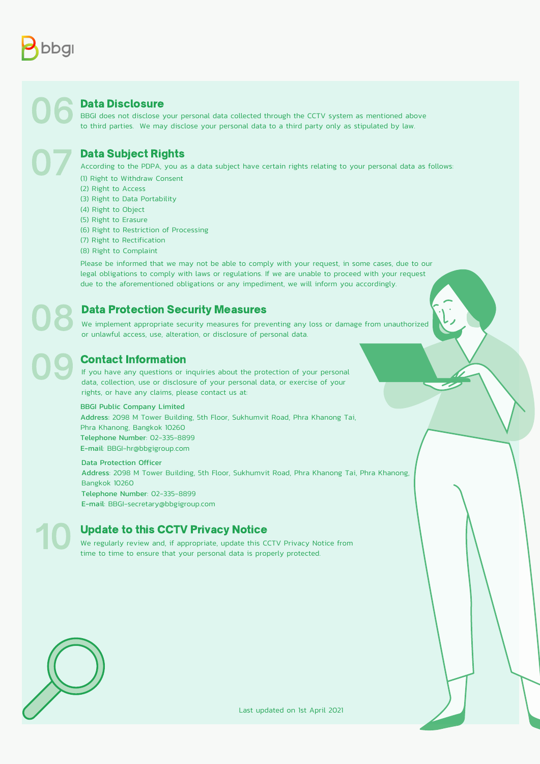## 06 Data Disclosure

BBGI does not disclose your personal data collected through the CCTV system as mentioned above to third parties. We may disclose your personal data to a third party only as stipulated by law.

## 07 Data Subject Rights

According to the PDPA, you as a data subject have certain rights relating to your personal data as follows:

(1) Right to Withdraw Consent
(2) Right to Access
(3) Right to Data Portability
(4) Right to Object
(5) Right to Erasure
(6) Right to Restriction of Processing
(7) Right to Rectification
(8) Right to Complaint

Please be informed that we may not be able to comply with your request, in some cases, due to our legal obligations to comply with laws or regulations. If we are unable to proceed with your request due to the aforementioned obligations or any impediment, we will inform you accordingly.

## 08 Data Protection Security Measures

We implement appropriate security measures for preventing any loss or damage from unauthorized or unlawful access, use, alteration, or disclosure of personal data.

## 09 Contact Information

If you have any questions or inquiries about the protection of your personal data, collection, use or disclosure of your personal data, or exercise of your rights, or have any claims, please contact us at:

**BBGI Public Company Limited**
**Address:** 2098 M Tower Building, 5th Floor, Sukhumvit Road, Phra Khanong Tai, Phra Khanong, Bangkok 10260
**Telephone Number**: 02-335-8899
**E-mail**: BBGI-hr@bbgigroup.com

**Data Protection Officer**
**Address**: 2098 M Tower Building, 5th Floor, Sukhumvit Road, Phra Khanong Tai, Phra Khanong, Bangkok 10260
**Telephone Number**: 02-335-8899
**E-mail**: BBGI-secretary@bbgigroup.com

## 10 Update to this CCTV Privacy Notice

We regularly review and, if appropriate, update this CCTV Privacy Notice from time to time to ensure that your personal data is properly protected.

Last updated on 1st April 2021